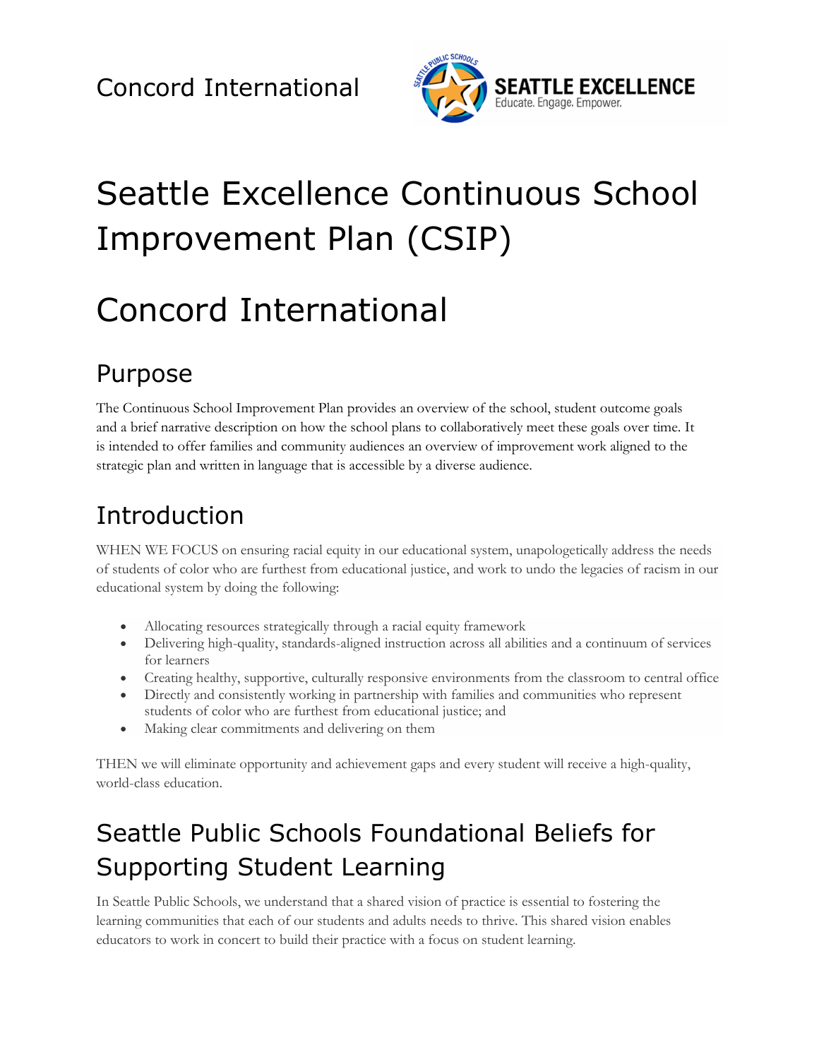Concord International

# Seattle Excellence Continuous School Improvement Plan (CSIP)

# Concord International

## Purpose

The Continuous School Improvement Plan provides an overview of the school, student outcome goals and a brief narrative description on how the school plans to collaboratively meet these goals over time. It is intended to offer families and community audiences an overview of improvement work aligned to the strategic plan and written in language that is accessible by a diverse audience.

## Introduction

WHEN WE FOCUS on ensuring racial equity in our educational system, unapologetically address the needs of students of color who are furthest from educational justice, and work to undo the legacies of racism in our educational system by doing the following:

- Allocating resources strategically through a racial equity framework
- Delivering high-quality, standards-aligned instruction across all abilities and a continuum of services for learners
- Creating healthy, supportive, culturally responsive environments from the classroom to central office
- Directly and consistently working in partnership with families and communities who represent students of color who are furthest from educational justice; and
- Making clear commitments and delivering on them

THEN we will eliminate opportunity and achievement gaps and every student will receive a high-quality, world-class education.

## Seattle Public Schools Foundational Beliefs for Supporting Student Learning

In Seattle Public Schools, we understand that a shared vision of practice is essential to fostering the learning communities that each of our students and adults needs to thrive. This shared vision enables educators to work in concert to build their practice with a focus on student learning.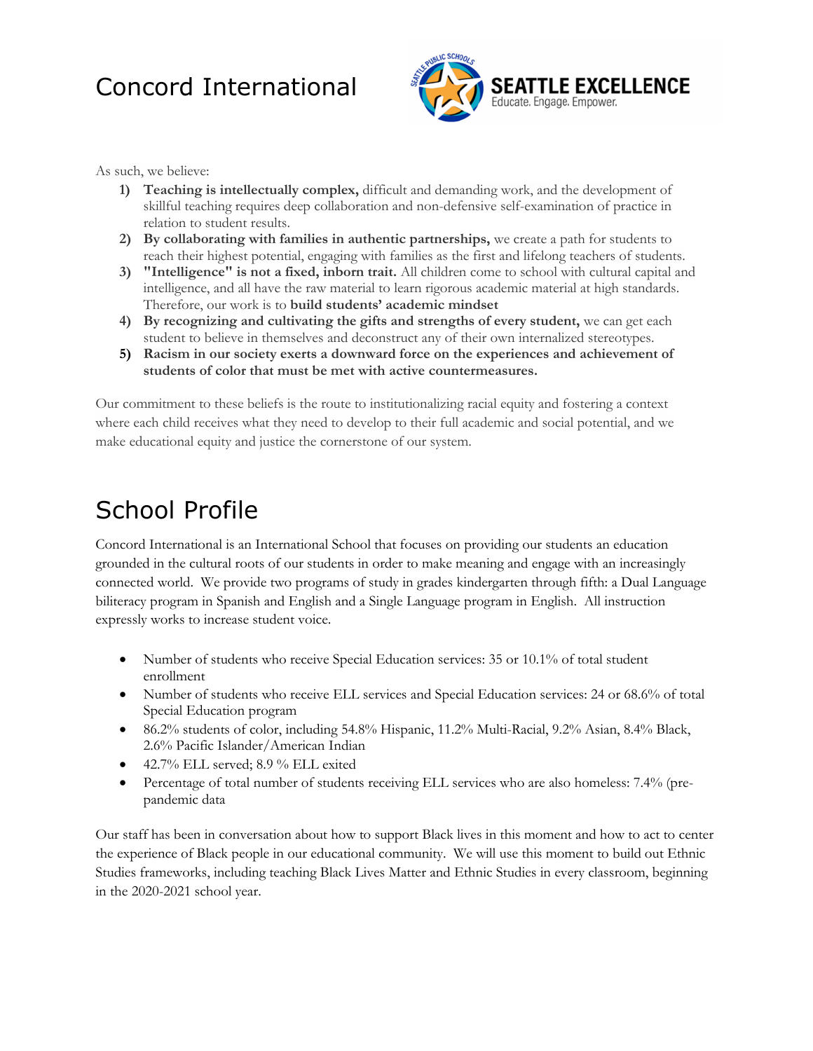# Concord International

As such, we believe:

1) **Teaching is intellectually complex,** difficult and demanding work, and the development of skillful teaching requires deep collaboration and non-defensive self-examination of practice in relation to student results.
2) **By collaborating with families in authentic partnerships,** we create a path for students to reach their highest potential, engaging with families as the first and lifelong teachers of students.
3) **"Intelligence" is not a fixed, inborn trait.** All children come to school with cultural capital and intelligence, and all have the raw material to learn rigorous academic material at high standards. Therefore, our work is to **build students' academic mindset**
4) **By recognizing and cultivating the gifts and strengths of every student,** we can get each student to believe in themselves and deconstruct any of their own internalized stereotypes.
5) **Racism in our society exerts a downward force on the experiences and achievement of students of color that must be met with active countermeasures.**

Our commitment to these beliefs is the route to institutionalizing racial equity and fostering a context where each child receives what they need to develop to their full academic and social potential, and we make educational equity and justice the cornerstone of our system.

# School Profile

Concord International is an International School that focuses on providing our students an education grounded in the cultural roots of our students in order to make meaning and engage with an increasingly connected world. We provide two programs of study in grades kindergarten through fifth: a Dual Language biliteracy program in Spanish and English and a Single Language program in English. All instruction expressly works to increase student voice.

- Number of students who receive Special Education services: 35 or 10.1% of total student enrollment
- Number of students who receive ELL services and Special Education services: 24 or 68.6% of total Special Education program
- 86.2% students of color, including 54.8% Hispanic, 11.2% Multi-Racial, 9.2% Asian, 8.4% Black, 2.6% Pacific Islander/American Indian
- 42.7% ELL served; 8.9 % ELL exited
- Percentage of total number of students receiving ELL services who are also homeless: 7.4% (pre-pandemic data

Our staff has been in conversation about how to support Black lives in this moment and how to act to center the experience of Black people in our educational community. We will use this moment to build out Ethnic Studies frameworks, including teaching Black Lives Matter and Ethnic Studies in every classroom, beginning in the 2020-2021 school year.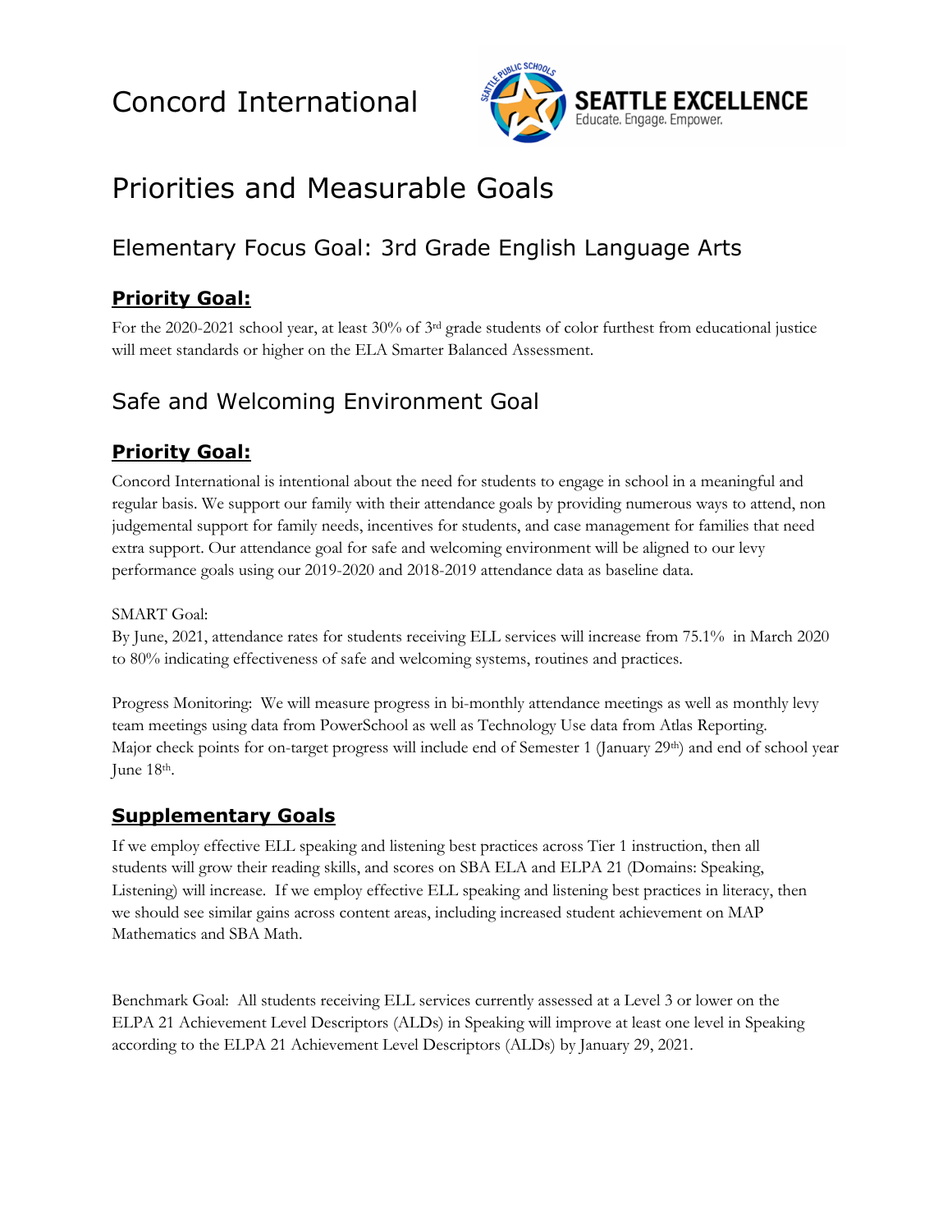# Concord International

# Priorities and Measurable Goals

## Elementary Focus Goal: 3rd Grade English Language Arts

### **Priority Goal:**

For the 2020-2021 school year, at least 30% of 3rd grade students of color furthest from educational justice will meet standards or higher on the ELA Smarter Balanced Assessment.

## Safe and Welcoming Environment Goal

### **Priority Goal:**

Concord International is intentional about the need for students to engage in school in a meaningful and regular basis. We support our family with their attendance goals by providing numerous ways to attend, non judgemental support for family needs, incentives for students, and case management for families that need extra support. Our attendance goal for safe and welcoming environment will be aligned to our levy performance goals using our 2019-2020 and 2018-2019 attendance data as baseline data.

SMART Goal:
By June, 2021, attendance rates for students receiving ELL services will increase from 75.1% in March 2020 to 80% indicating effectiveness of safe and welcoming systems, routines and practices.

Progress Monitoring: We will measure progress in bi-monthly attendance meetings as well as monthly levy team meetings using data from PowerSchool as well as Technology Use data from Atlas Reporting. Major check points for on-target progress will include end of Semester 1 (January 29th) and end of school year June 18th.

### **Supplementary Goals**

If we employ effective ELL speaking and listening best practices across Tier 1 instruction, then all students will grow their reading skills, and scores on SBA ELA and ELPA 21 (Domains: Speaking, Listening) will increase. If we employ effective ELL speaking and listening best practices in literacy, then we should see similar gains across content areas, including increased student achievement on MAP Mathematics and SBA Math.

Benchmark Goal: All students receiving ELL services currently assessed at a Level 3 or lower on the ELPA 21 Achievement Level Descriptors (ALDs) in Speaking will improve at least one level in Speaking according to the ELPA 21 Achievement Level Descriptors (ALDs) by January 29, 2021.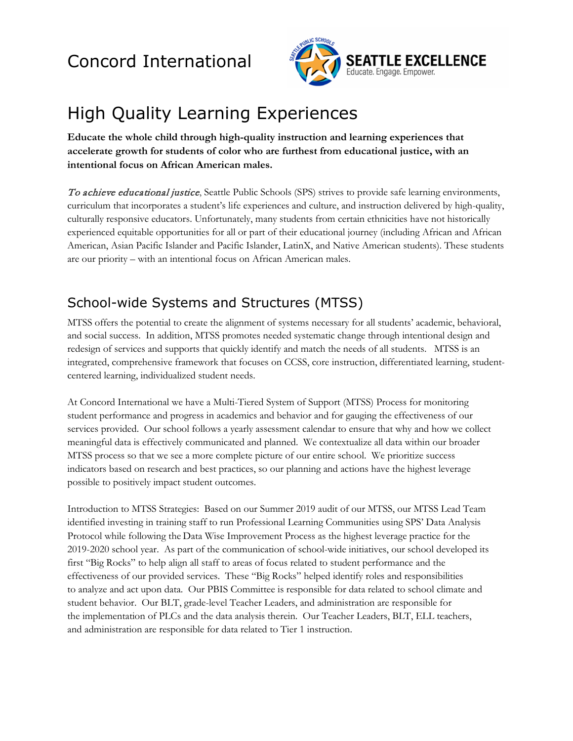# Concord International

# High Quality Learning Experiences

**Educate the whole child through high-quality instruction and learning experiences that accelerate growth for students of color who are furthest from educational justice, with an intentional focus on African American males.**

*To achieve educational justice*, Seattle Public Schools (SPS) strives to provide safe learning environments, curriculum that incorporates a student's life experiences and culture, and instruction delivered by high-quality, culturally responsive educators. Unfortunately, many students from certain ethnicities have not historically experienced equitable opportunities for all or part of their educational journey (including African and African American, Asian Pacific Islander and Pacific Islander, LatinX, and Native American students). These students are our priority – with an intentional focus on African American males.

## School-wide Systems and Structures (MTSS)

MTSS offers the potential to create the alignment of systems necessary for all students' academic, behavioral, and social success. In addition, MTSS promotes needed systematic change through intentional design and redesign of services and supports that quickly identify and match the needs of all students. MTSS is an integrated, comprehensive framework that focuses on CCSS, core instruction, differentiated learning, student-centered learning, individualized student needs.

At Concord International we have a Multi-Tiered System of Support (MTSS) Process for monitoring student performance and progress in academics and behavior and for gauging the effectiveness of our services provided. Our school follows a yearly assessment calendar to ensure that why and how we collect meaningful data is effectively communicated and planned. We contextualize all data within our broader MTSS process so that we see a more complete picture of our entire school. We prioritize success indicators based on research and best practices, so our planning and actions have the highest leverage possible to positively impact student outcomes.

Introduction to MTSS Strategies: Based on our Summer 2019 audit of our MTSS, our MTSS Lead Team identified investing in training staff to run Professional Learning Communities using SPS' Data Analysis Protocol while following the Data Wise Improvement Process as the highest leverage practice for the 2019-2020 school year. As part of the communication of school-wide initiatives, our school developed its first "Big Rocks" to help align all staff to areas of focus related to student performance and the effectiveness of our provided services. These "Big Rocks" helped identify roles and responsibilities to analyze and act upon data. Our PBIS Committee is responsible for data related to school climate and student behavior. Our BLT, grade-level Teacher Leaders, and administration are responsible for the implementation of PLCs and the data analysis therein. Our Teacher Leaders, BLT, ELL teachers, and administration are responsible for data related to Tier 1 instruction.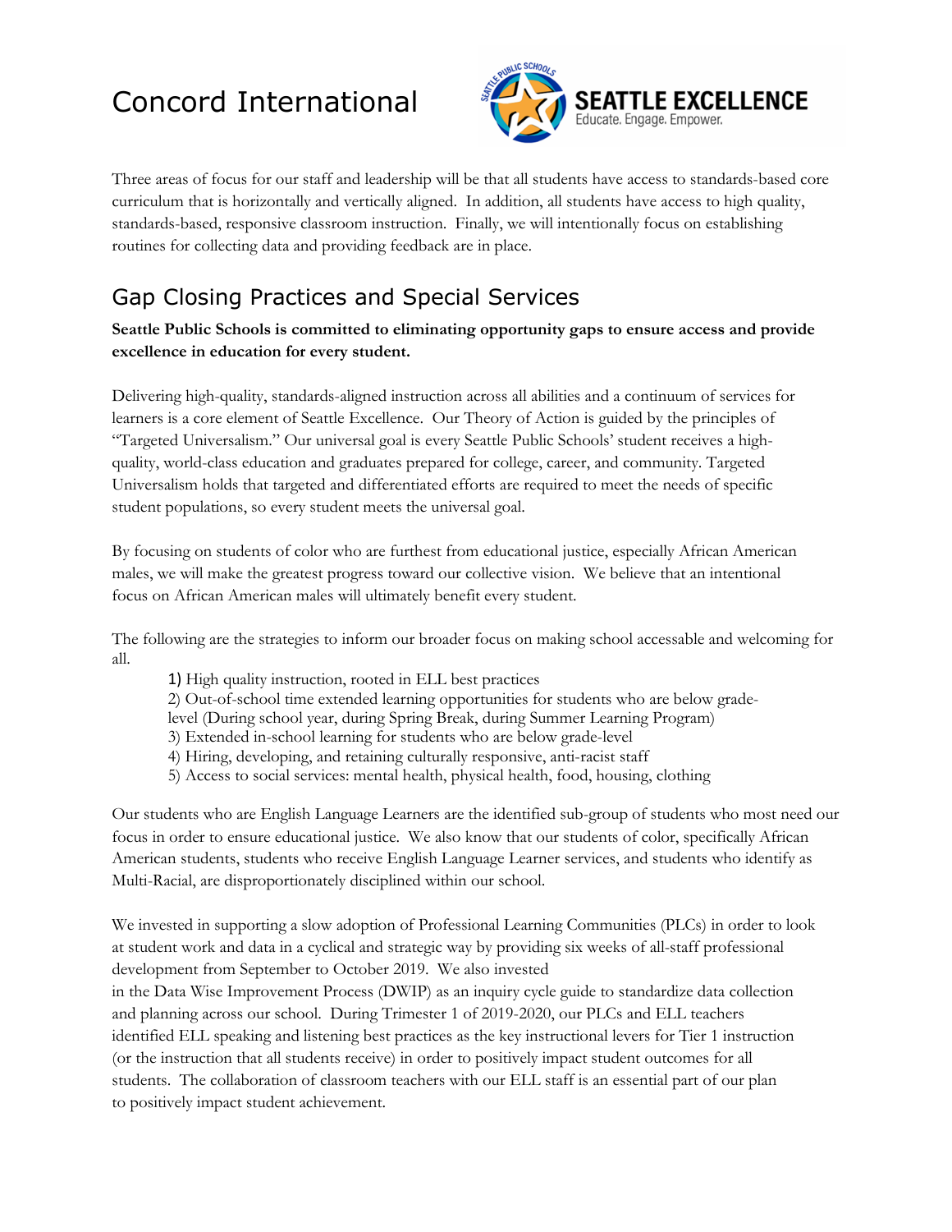# Concord International

Three areas of focus for our staff and leadership will be that all students have access to standards-based core curriculum that is horizontally and vertically aligned. In addition, all students have access to high quality, standards-based, responsive classroom instruction. Finally, we will intentionally focus on establishing routines for collecting data and providing feedback are in place.

## Gap Closing Practices and Special Services

**Seattle Public Schools is committed to eliminating opportunity gaps to ensure access and provide excellence in education for every student.**

Delivering high-quality, standards-aligned instruction across all abilities and a continuum of services for learners is a core element of Seattle Excellence. Our Theory of Action is guided by the principles of "Targeted Universalism." Our universal goal is every Seattle Public Schools' student receives a high-quality, world-class education and graduates prepared for college, career, and community. Targeted Universalism holds that targeted and differentiated efforts are required to meet the needs of specific student populations, so every student meets the universal goal.

By focusing on students of color who are furthest from educational justice, especially African American males, we will make the greatest progress toward our collective vision. We believe that an intentional focus on African American males will ultimately benefit every student.

The following are the strategies to inform our broader focus on making school accessable and welcoming for all.

1) High quality instruction, rooted in ELL best practices
2) Out-of-school time extended learning opportunities for students who are below grade-level (During school year, during Spring Break, during Summer Learning Program)
3) Extended in-school learning for students who are below grade-level
4) Hiring, developing, and retaining culturally responsive, anti-racist staff
5) Access to social services: mental health, physical health, food, housing, clothing

Our students who are English Language Learners are the identified sub-group of students who most need our focus in order to ensure educational justice. We also know that our students of color, specifically African American students, students who receive English Language Learner services, and students who identify as Multi-Racial, are disproportionately disciplined within our school.

We invested in supporting a slow adoption of Professional Learning Communities (PLCs) in order to look at student work and data in a cyclical and strategic way by providing six weeks of all-staff professional development from September to October 2019. We also invested in the Data Wise Improvement Process (DWIP) as an inquiry cycle guide to standardize data collection and planning across our school. During Trimester 1 of 2019-2020, our PLCs and ELL teachers identified ELL speaking and listening best practices as the key instructional levers for Tier 1 instruction (or the instruction that all students receive) in order to positively impact student outcomes for all students. The collaboration of classroom teachers with our ELL staff is an essential part of our plan to positively impact student achievement.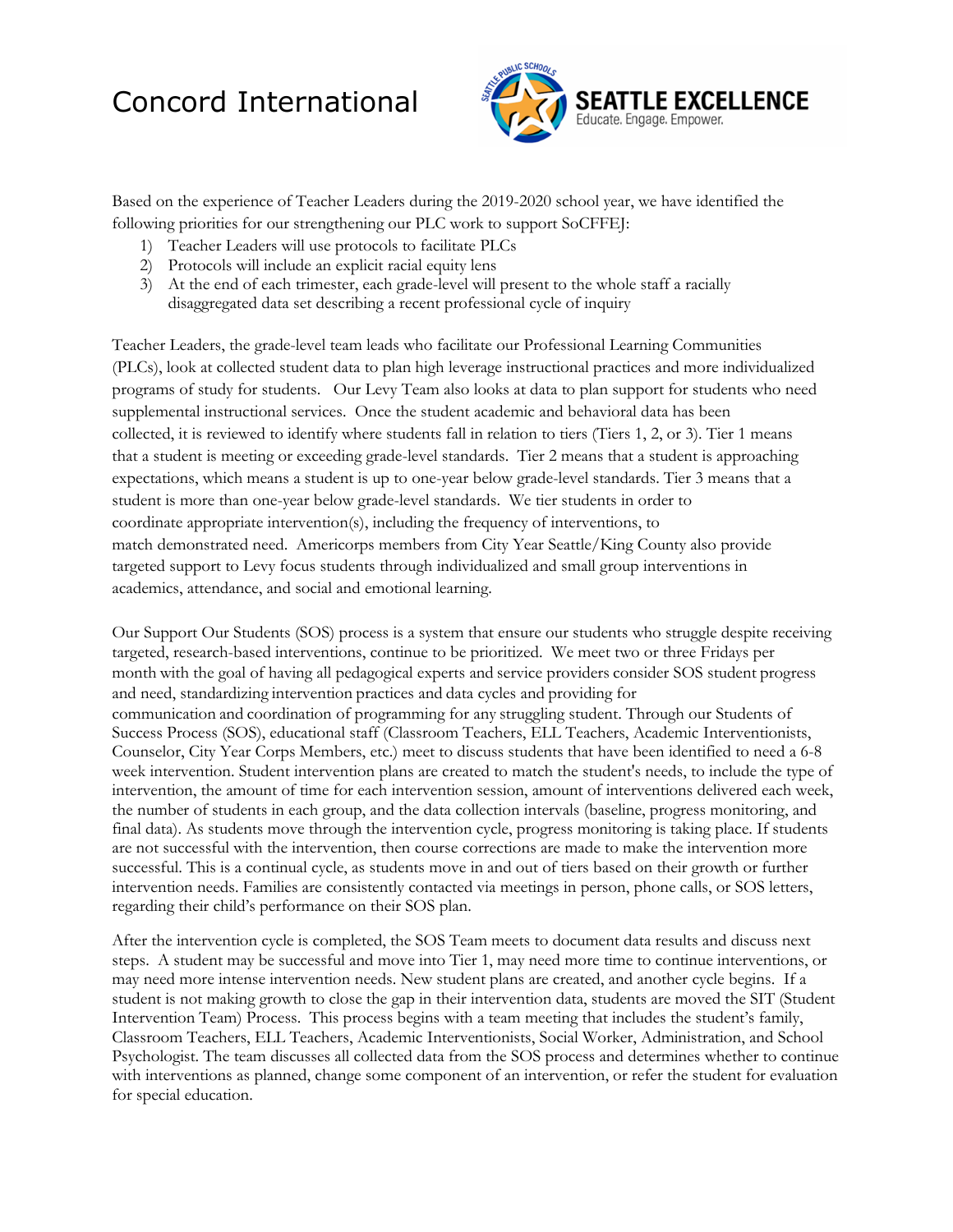# Concord International

Based on the experience of Teacher Leaders during the 2019-2020 school year, we have identified the following priorities for our strengthening our PLC work to support SoCFFEJ:

1) Teacher Leaders will use protocols to facilitate PLCs
2) Protocols will include an explicit racial equity lens
3) At the end of each trimester, each grade-level will present to the whole staff a racially disaggregated data set describing a recent professional cycle of inquiry

Teacher Leaders, the grade-level team leads who facilitate our Professional Learning Communities (PLCs), look at collected student data to plan high leverage instructional practices and more individualized programs of study for students. Our Levy Team also looks at data to plan support for students who need supplemental instructional services. Once the student academic and behavioral data has been collected, it is reviewed to identify where students fall in relation to tiers (Tiers 1, 2, or 3). Tier 1 means that a student is meeting or exceeding grade-level standards. Tier 2 means that a student is approaching expectations, which means a student is up to one-year below grade-level standards. Tier 3 means that a student is more than one-year below grade-level standards. We tier students in order to coordinate appropriate intervention(s), including the frequency of interventions, to match demonstrated need. Americorps members from City Year Seattle/King County also provide targeted support to Levy focus students through individualized and small group interventions in academics, attendance, and social and emotional learning.

Our Support Our Students (SOS) process is a system that ensure our students who struggle despite receiving targeted, research-based interventions, continue to be prioritized. We meet two or three Fridays per month with the goal of having all pedagogical experts and service providers consider SOS student progress and need, standardizing intervention practices and data cycles and providing for communication and coordination of programming for any struggling student. Through our Students of Success Process (SOS), educational staff (Classroom Teachers, ELL Teachers, Academic Interventionists, Counselor, City Year Corps Members, etc.) meet to discuss students that have been identified to need a 6-8 week intervention. Student intervention plans are created to match the student's needs, to include the type of intervention, the amount of time for each intervention session, amount of interventions delivered each week, the number of students in each group, and the data collection intervals (baseline, progress monitoring, and final data). As students move through the intervention cycle, progress monitoring is taking place. If students are not successful with the intervention, then course corrections are made to make the intervention more successful. This is a continual cycle, as students move in and out of tiers based on their growth or further intervention needs. Families are consistently contacted via meetings in person, phone calls, or SOS letters, regarding their child's performance on their SOS plan.

After the intervention cycle is completed, the SOS Team meets to document data results and discuss next steps. A student may be successful and move into Tier 1, may need more time to continue interventions, or may need more intense intervention needs. New student plans are created, and another cycle begins. If a student is not making growth to close the gap in their intervention data, students are moved the SIT (Student Intervention Team) Process. This process begins with a team meeting that includes the student's family, Classroom Teachers, ELL Teachers, Academic Interventionists, Social Worker, Administration, and School Psychologist. The team discusses all collected data from the SOS process and determines whether to continue with interventions as planned, change some component of an intervention, or refer the student for evaluation for special education.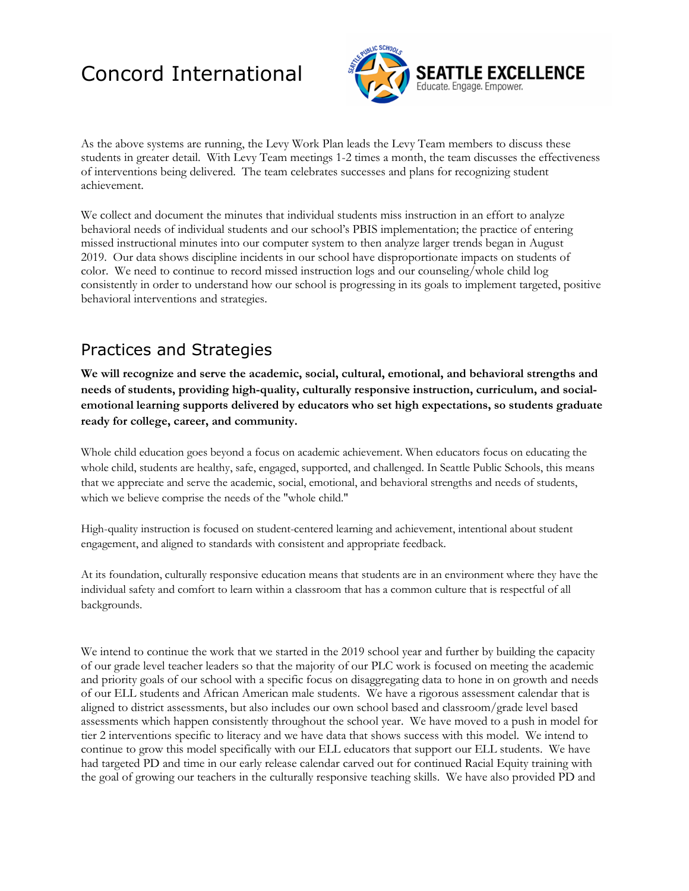As the above systems are running, the Levy Work Plan leads the Levy Team members to discuss these students in greater detail. With Levy Team meetings 1-2 times a month, the team discusses the effectiveness of interventions being delivered. The team celebrates successes and plans for recognizing student achievement.

We collect and document the minutes that individual students miss instruction in an effort to analyze behavioral needs of individual students and our school's PBIS implementation; the practice of entering missed instructional minutes into our computer system to then analyze larger trends began in August 2019. Our data shows discipline incidents in our school have disproportionate impacts on students of color. We need to continue to record missed instruction logs and our counseling/whole child log consistently in order to understand how our school is progressing in its goals to implement targeted, positive behavioral interventions and strategies.

## Practices and Strategies

**We will recognize and serve the academic, social, cultural, emotional, and behavioral strengths and needs of students, providing high-quality, culturally responsive instruction, curriculum, and social-emotional learning supports delivered by educators who set high expectations, so students graduate ready for college, career, and community.**

Whole child education goes beyond a focus on academic achievement. When educators focus on educating the whole child, students are healthy, safe, engaged, supported, and challenged. In Seattle Public Schools, this means that we appreciate and serve the academic, social, emotional, and behavioral strengths and needs of students, which we believe comprise the needs of the "whole child."

High-quality instruction is focused on student-centered learning and achievement, intentional about student engagement, and aligned to standards with consistent and appropriate feedback.

At its foundation, culturally responsive education means that students are in an environment where they have the individual safety and comfort to learn within a classroom that has a common culture that is respectful of all backgrounds.

We intend to continue the work that we started in the 2019 school year and further by building the capacity of our grade level teacher leaders so that the majority of our PLC work is focused on meeting the academic and priority goals of our school with a specific focus on disaggregating data to hone in on growth and needs of our ELL students and African American male students. We have a rigorous assessment calendar that is aligned to district assessments, but also includes our own school based and classroom/grade level based assessments which happen consistently throughout the school year. We have moved to a push in model for tier 2 interventions specific to literacy and we have data that shows success with this model. We intend to continue to grow this model specifically with our ELL educators that support our ELL students. We have had targeted PD and time in our early release calendar carved out for continued Racial Equity training with the goal of growing our teachers in the culturally responsive teaching skills. We have also provided PD and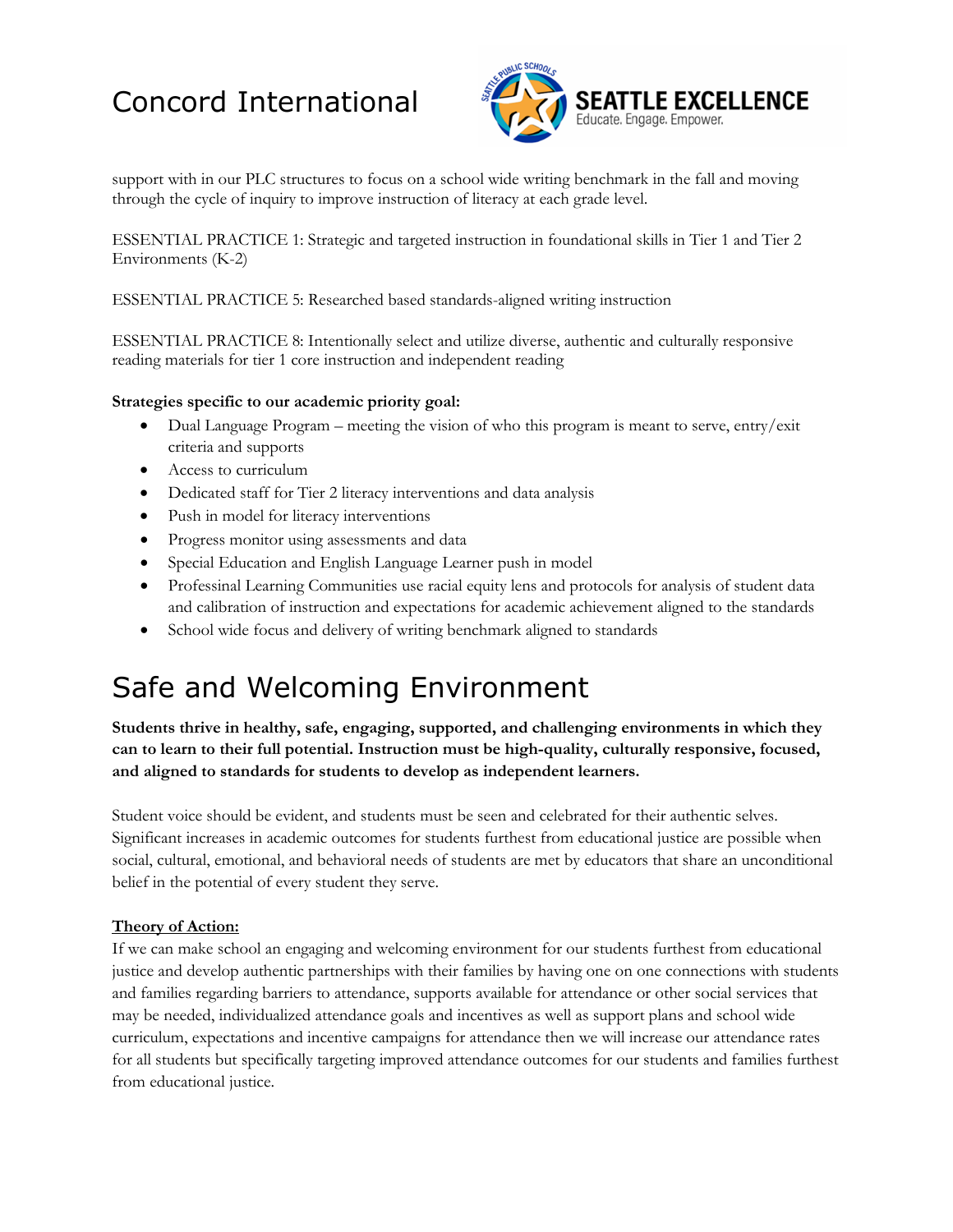support with in our PLC structures to focus on a school wide writing benchmark in the fall and moving through the cycle of inquiry to improve instruction of literacy at each grade level.

ESSENTIAL PRACTICE 1: Strategic and targeted instruction in foundational skills in Tier 1 and Tier 2 Environments (K-2)

ESSENTIAL PRACTICE 5: Researched based standards-aligned writing instruction

ESSENTIAL PRACTICE 8: Intentionally select and utilize diverse, authentic and culturally responsive reading materials for tier 1 core instruction and independent reading

**Strategies specific to our academic priority goal:**

- Dual Language Program – meeting the vision of who this program is meant to serve, entry/exit criteria and supports
- Access to curriculum
- Dedicated staff for Tier 2 literacy interventions and data analysis
- Push in model for literacy interventions
- Progress monitor using assessments and data
- Special Education and English Language Learner push in model
- Professinal Learning Communities use racial equity lens and protocols for analysis of student data and calibration of instruction and expectations for academic achievement aligned to the standards
- School wide focus and delivery of writing benchmark aligned to standards

# Safe and Welcoming Environment

**Students thrive in healthy, safe, engaging, supported, and challenging environments in which they can to learn to their full potential. Instruction must be high-quality, culturally responsive, focused, and aligned to standards for students to develop as independent learners.**

Student voice should be evident, and students must be seen and celebrated for their authentic selves. Significant increases in academic outcomes for students furthest from educational justice are possible when social, cultural, emotional, and behavioral needs of students are met by educators that share an unconditional belief in the potential of every student they serve.

**Theory of Action:**

If we can make school an engaging and welcoming environment for our students furthest from educational justice and develop authentic partnerships with their families by having one on one connections with students and families regarding barriers to attendance, supports available for attendance or other social services that may be needed, individualized attendance goals and incentives as well as support plans and school wide curriculum, expectations and incentive campaigns for attendance then we will increase our attendance rates for all students but specifically targeting improved attendance outcomes for our students and families furthest from educational justice.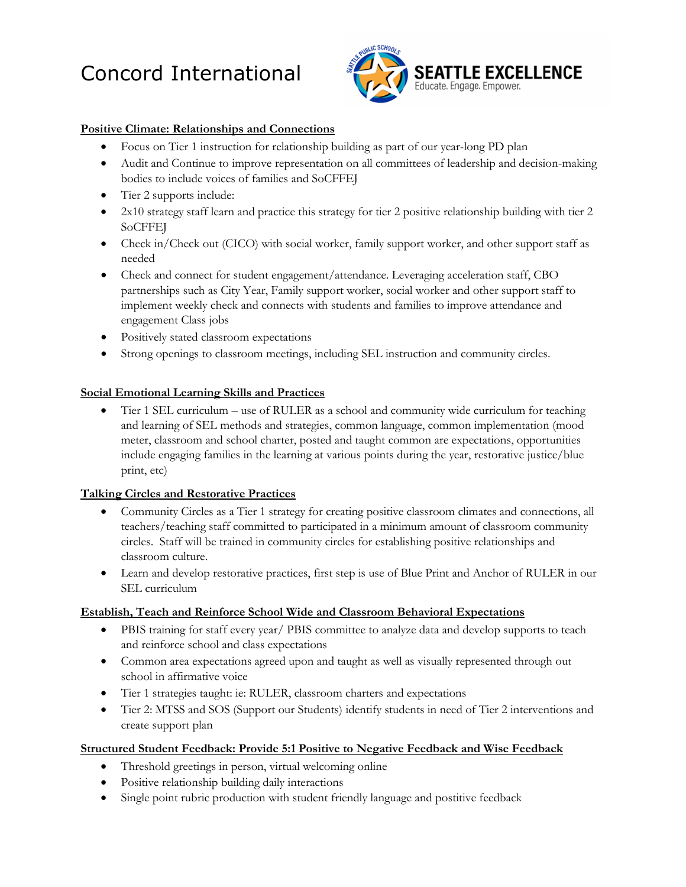# Concord International

SEATTLE EXCELLENCE
Educate. Engage. Empower.

**Positive Climate: Relationships and Connections**

- Focus on Tier 1 instruction for relationship building as part of our year-long PD plan
- Audit and Continue to improve representation on all committees of leadership and decision-making bodies to include voices of families and SoCFFEJ
- Tier 2 supports include:
- 2x10 strategy staff learn and practice this strategy for tier 2 positive relationship building with tier 2 SoCFFEJ
- Check in/Check out (CICO) with social worker, family support worker, and other support staff as needed
- Check and connect for student engagement/attendance. Leveraging acceleration staff, CBO partnerships such as City Year, Family support worker, social worker and other support staff to implement weekly check and connects with students and families to improve attendance and engagement Class jobs
- Positively stated classroom expectations
- Strong openings to classroom meetings, including SEL instruction and community circles.

**Social Emotional Learning Skills and Practices**

- Tier 1 SEL curriculum – use of RULER as a school and community wide curriculum for teaching and learning of SEL methods and strategies, common language, common implementation (mood meter, classroom and school charter, posted and taught common are expectations, opportunities include engaging families in the learning at various points during the year, restorative justice/blue print, etc)

**Talking Circles and Restorative Practices**

- Community Circles as a Tier 1 strategy for creating positive classroom climates and connections, all teachers/teaching staff committed to participated in a minimum amount of classroom community circles. Staff will be trained in community circles for establishing positive relationships and classroom culture.
- Learn and develop restorative practices, first step is use of Blue Print and Anchor of RULER in our SEL curriculum

**Establish, Teach and Reinforce School Wide and Classroom Behavioral Expectations**

- PBIS training for staff every year/ PBIS committee to analyze data and develop supports to teach and reinforce school and class expectations
- Common area expectations agreed upon and taught as well as visually represented through out school in affirmative voice
- Tier 1 strategies taught: ie: RULER, classroom charters and expectations
- Tier 2: MTSS and SOS (Support our Students) identify students in need of Tier 2 interventions and create support plan

**Structured Student Feedback: Provide 5:1 Positive to Negative Feedback and Wise Feedback**

- Threshold greetings in person, virtual welcoming online
- Positive relationship building daily interactions
- Single point rubric production with student friendly language and postitive feedback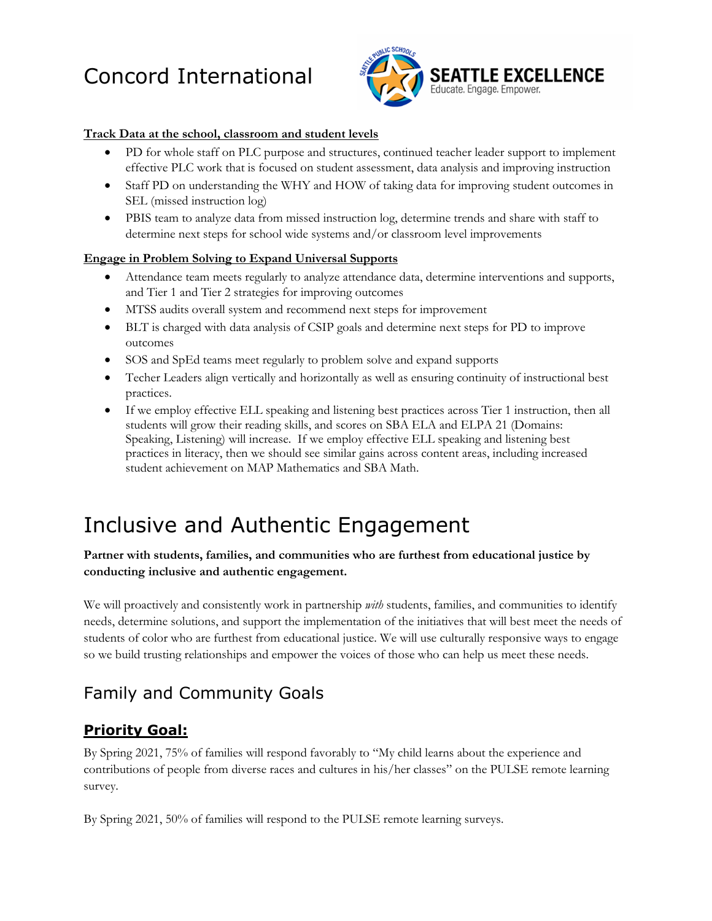# Concord International

**Track Data at the school, classroom and student levels**

- PD for whole staff on PLC purpose and structures, continued teacher leader support to implement effective PLC work that is focused on student assessment, data analysis and improving instruction
- Staff PD on understanding the WHY and HOW of taking data for improving student outcomes in SEL (missed instruction log)
- PBIS team to analyze data from missed instruction log, determine trends and share with staff to determine next steps for school wide systems and/or classroom level improvements

**Engage in Problem Solving to Expand Universal Supports**

- Attendance team meets regularly to analyze attendance data, determine interventions and supports, and Tier 1 and Tier 2 strategies for improving outcomes
- MTSS audits overall system and recommend next steps for improvement
- BLT is charged with data analysis of CSIP goals and determine next steps for PD to improve outcomes
- SOS and SpEd teams meet regularly to problem solve and expand supports
- Techer Leaders align vertically and horizontally as well as ensuring continuity of instructional best practices.
- If we employ effective ELL speaking and listening best practices across Tier 1 instruction, then all students will grow their reading skills, and scores on SBA ELA and ELPA 21 (Domains: Speaking, Listening) will increase. If we employ effective ELL speaking and listening best practices in literacy, then we should see similar gains across content areas, including increased student achievement on MAP Mathematics and SBA Math.

# Inclusive and Authentic Engagement

**Partner with students, families, and communities who are furthest from educational justice by conducting inclusive and authentic engagement.**

We will proactively and consistently work in partnership *with* students, families, and communities to identify needs, determine solutions, and support the implementation of the initiatives that will best meet the needs of students of color who are furthest from educational justice. We will use culturally responsive ways to engage so we build trusting relationships and empower the voices of those who can help us meet these needs.

## Family and Community Goals

### Priority Goal:

By Spring 2021, 75% of families will respond favorably to "My child learns about the experience and contributions of people from diverse races and cultures in his/her classes" on the PULSE remote learning survey.

By Spring 2021, 50% of families will respond to the PULSE remote learning surveys.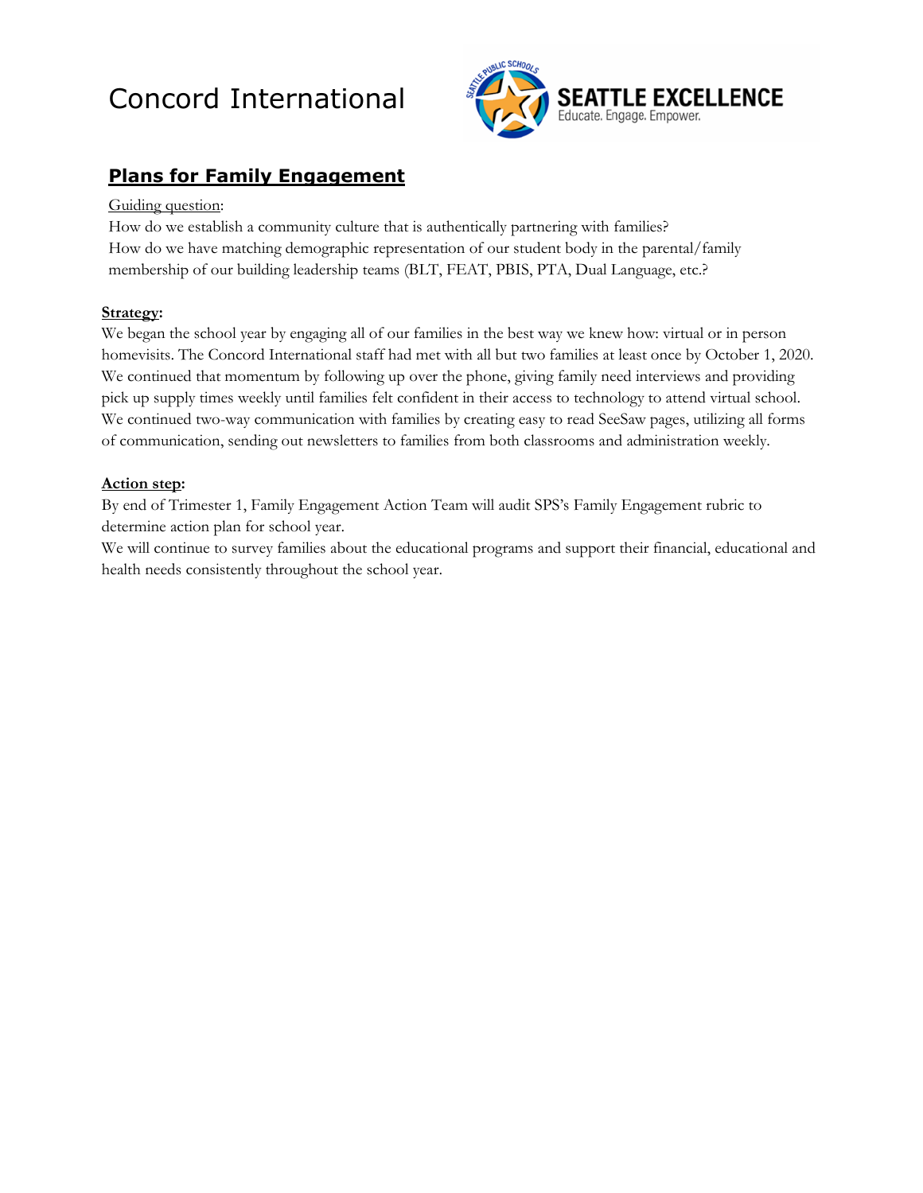# Concord International

**SEATTLE EXCELLENCE**
Educate. Engage. Empower.

## Plans for Family Engagement

Guiding question:
How do we establish a community culture that is authentically partnering with families?
How do we have matching demographic representation of our student body in the parental/family membership of our building leadership teams (BLT, FEAT, PBIS, PTA, Dual Language, etc.?

**Strategy:**
We began the school year by engaging all of our families in the best way we knew how: virtual or in person homevisits. The Concord International staff had met with all but two families at least once by October 1, 2020. We continued that momentum by following up over the phone, giving family need interviews and providing pick up supply times weekly until families felt confident in their access to technology to attend virtual school. We continued two-way communication with families by creating easy to read SeeSaw pages, utilizing all forms of communication, sending out newsletters to families from both classrooms and administration weekly.

**Action step:**
By end of Trimester 1, Family Engagement Action Team will audit SPS's Family Engagement rubric to determine action plan for school year.
We will continue to survey families about the educational programs and support their financial, educational and health needs consistently throughout the school year.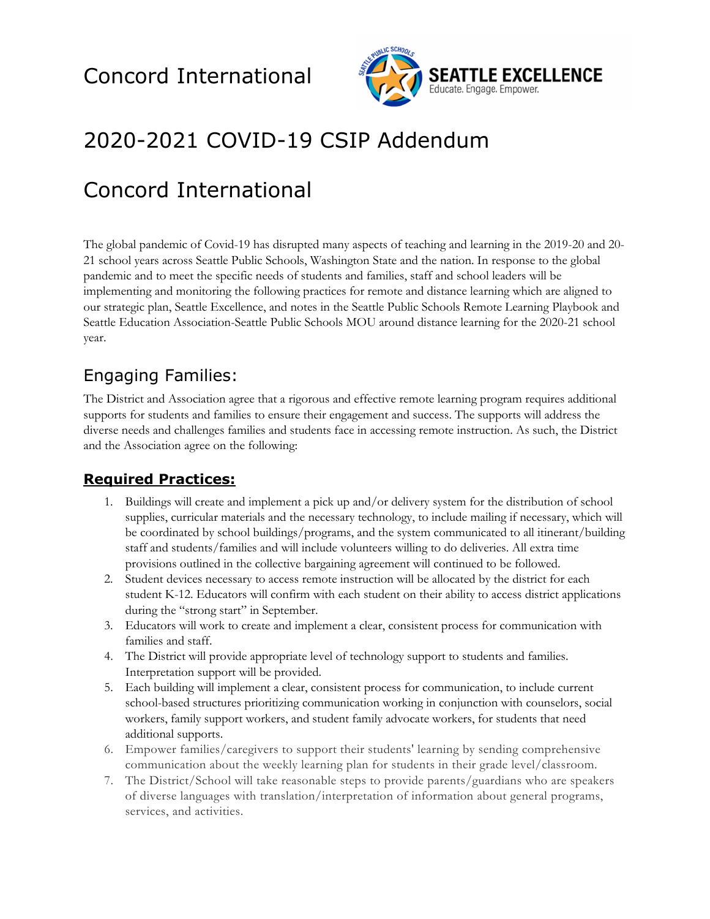# Concord International

# 2020-2021 COVID-19 CSIP Addendum

# Concord International

The global pandemic of Covid-19 has disrupted many aspects of teaching and learning in the 2019-20 and 20-21 school years across Seattle Public Schools, Washington State and the nation. In response to the global pandemic and to meet the specific needs of students and families, staff and school leaders will be implementing and monitoring the following practices for remote and distance learning which are aligned to our strategic plan, Seattle Excellence, and notes in the Seattle Public Schools Remote Learning Playbook and Seattle Education Association-Seattle Public Schools MOU around distance learning for the 2020-21 school year.

## Engaging Families:

The District and Association agree that a rigorous and effective remote learning program requires additional supports for students and families to ensure their engagement and success. The supports will address the diverse needs and challenges families and students face in accessing remote instruction. As such, the District and the Association agree on the following:

### Required Practices:

1. Buildings will create and implement a pick up and/or delivery system for the distribution of school supplies, curricular materials and the necessary technology, to include mailing if necessary, which will be coordinated by school buildings/programs, and the system communicated to all itinerant/building staff and students/families and will include volunteers willing to do deliveries. All extra time provisions outlined in the collective bargaining agreement will continued to be followed.
2. Student devices necessary to access remote instruction will be allocated by the district for each student K-12. Educators will confirm with each student on their ability to access district applications during the "strong start" in September.
3. Educators will work to create and implement a clear, consistent process for communication with families and staff.
4. The District will provide appropriate level of technology support to students and families. Interpretation support will be provided.
5. Each building will implement a clear, consistent process for communication, to include current school-based structures prioritizing communication working in conjunction with counselors, social workers, family support workers, and student family advocate workers, for students that need additional supports.
6. Empower families/caregivers to support their students' learning by sending comprehensive communication about the weekly learning plan for students in their grade level/classroom.
7. The District/School will take reasonable steps to provide parents/guardians who are speakers of diverse languages with translation/interpretation of information about general programs, services, and activities.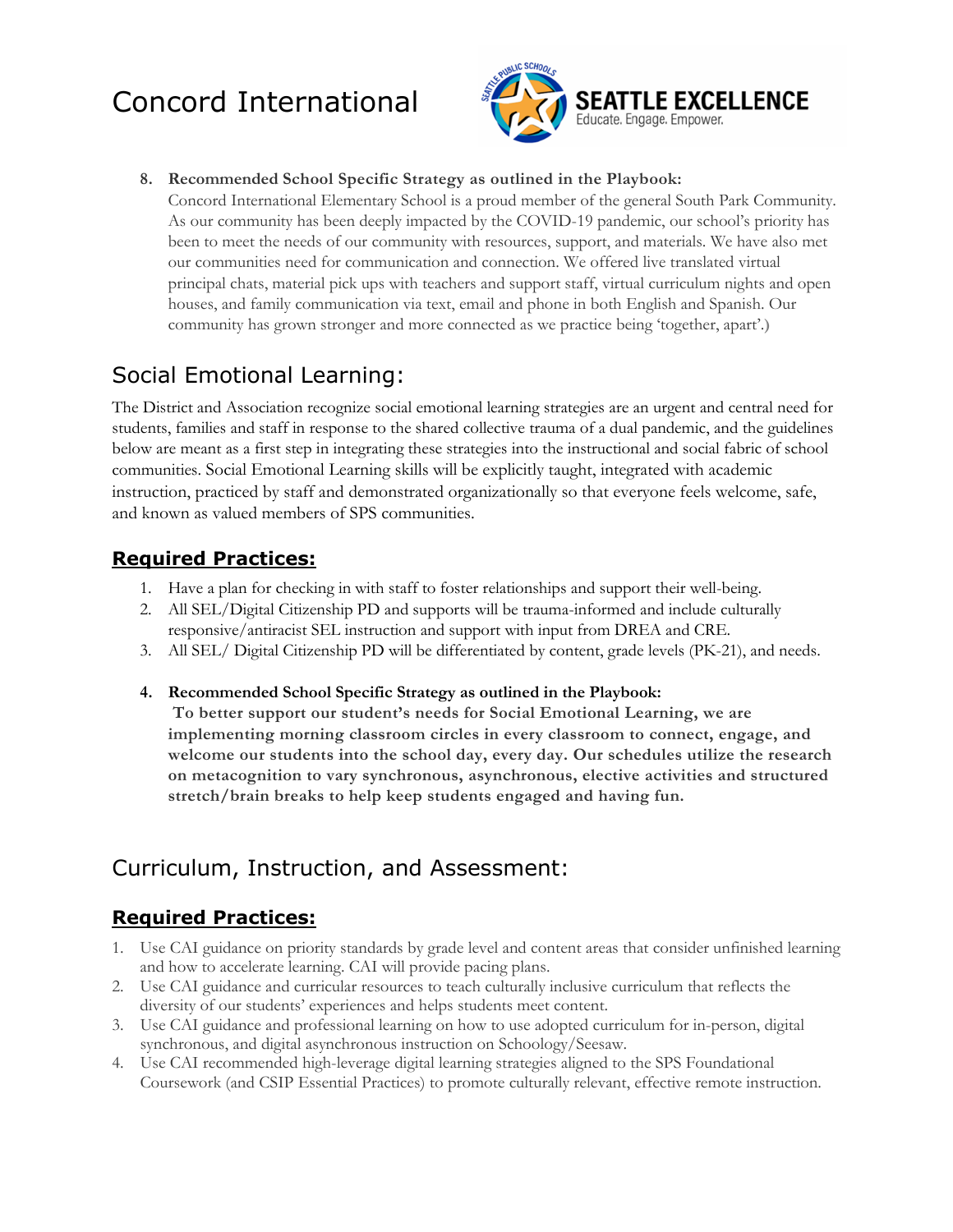8. **Recommended School Specific Strategy as outlined in the Playbook:**
   Concord International Elementary School is a proud member of the general South Park Community. As our community has been deeply impacted by the COVID-19 pandemic, our school's priority has been to meet the needs of our community with resources, support, and materials. We have also met our communities need for communication and connection. We offered live translated virtual principal chats, material pick ups with teachers and support staff, virtual curriculum nights and open houses, and family communication via text, email and phone in both English and Spanish. Our community has grown stronger and more connected as we practice being 'together, apart'.)

## Social Emotional Learning:

The District and Association recognize social emotional learning strategies are an urgent and central need for students, families and staff in response to the shared collective trauma of a dual pandemic, and the guidelines below are meant as a first step in integrating these strategies into the instructional and social fabric of school communities. Social Emotional Learning skills will be explicitly taught, integrated with academic instruction, practiced by staff and demonstrated organizationally so that everyone feels welcome, safe, and known as valued members of SPS communities.

### Required Practices:

1. Have a plan for checking in with staff to foster relationships and support their well-being.
2. All SEL/Digital Citizenship PD and supports will be trauma-informed and include culturally responsive/antiracist SEL instruction and support with input from DREA and CRE.
3. All SEL/ Digital Citizenship PD will be differentiated by content, grade levels (PK-21), and needs.
4. **Recommended School Specific Strategy as outlined in the Playbook:**
   **To better support our student's needs for Social Emotional Learning, we are implementing morning classroom circles in every classroom to connect, engage, and welcome our students into the school day, every day. Our schedules utilize the research on metacognition to vary synchronous, asynchronous, elective activities and structured stretch/brain breaks to help keep students engaged and having fun.**

## Curriculum, Instruction, and Assessment:

### Required Practices:

1. Use CAI guidance on priority standards by grade level and content areas that consider unfinished learning and how to accelerate learning. CAI will provide pacing plans.
2. Use CAI guidance and curricular resources to teach culturally inclusive curriculum that reflects the diversity of our students' experiences and helps students meet content.
3. Use CAI guidance and professional learning on how to use adopted curriculum for in-person, digital synchronous, and digital asynchronous instruction on Schoology/Seesaw.
4. Use CAI recommended high-leverage digital learning strategies aligned to the SPS Foundational Coursework (and CSIP Essential Practices) to promote culturally relevant, effective remote instruction.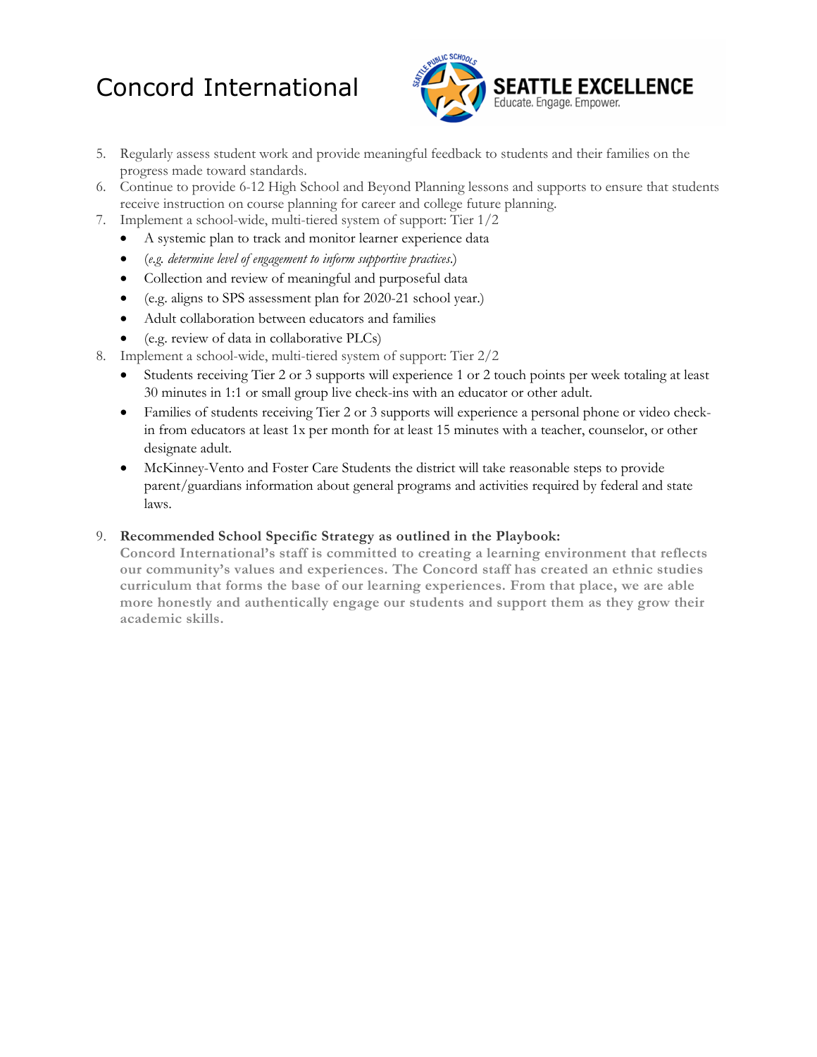# Concord International

5. Regularly assess student work and provide meaningful feedback to students and their families on the progress made toward standards.
6. Continue to provide 6-12 High School and Beyond Planning lessons and supports to ensure that students receive instruction on course planning for career and college future planning.
7. Implement a school-wide, multi-tiered system of support: Tier 1/2
   - A systemic plan to track and monitor learner experience data
   - (*e.g. determine level of engagement to inform supportive practices*.)
   - Collection and review of meaningful and purposeful data
   - (e.g. aligns to SPS assessment plan for 2020-21 school year.)
   - Adult collaboration between educators and families
   - (e.g. review of data in collaborative PLCs)
8. Implement a school-wide, multi-tiered system of support: Tier 2/2
   - Students receiving Tier 2 or 3 supports will experience 1 or 2 touch points per week totaling at least 30 minutes in 1:1 or small group live check-ins with an educator or other adult.
   - Families of students receiving Tier 2 or 3 supports will experience a personal phone or video check-in from educators at least 1x per month for at least 15 minutes with a teacher, counselor, or other designate adult.
   - McKinney-Vento and Foster Care Students the district will take reasonable steps to provide parent/guardians information about general programs and activities required by federal and state laws.

9. **Recommended School Specific Strategy as outlined in the Playbook:**
   **Concord International's staff is committed to creating a learning environment that reflects our community's values and experiences. The Concord staff has created an ethnic studies curriculum that forms the base of our learning experiences. From that place, we are able more honestly and authentically engage our students and support them as they grow their academic skills.**